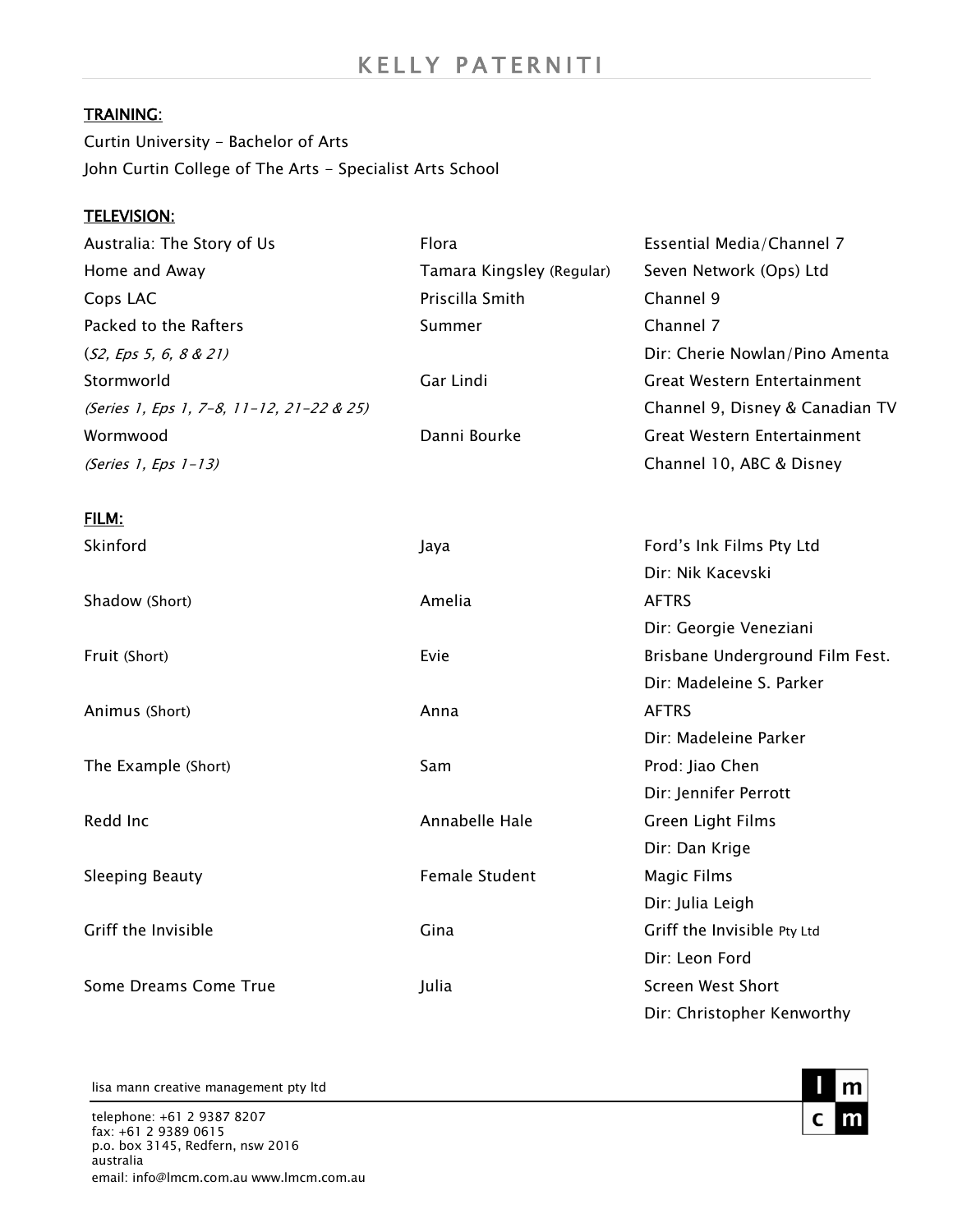# KELLY PATERNITI

## TRAINING:

Curtin University - Bachelor of Arts
John Curtin College of The Arts - Specialist Arts School

## TELEVISION:

| | | |
|---|---|---|
| Australia: The Story of Us | Flora | Essential Media/Channel 7 |
| Home and Away | Tamara Kingsley (Regular) | Seven Network (Ops) Ltd |
| Cops LAC | Priscilla Smith | Channel 9 |
| Packed to the Rafters *(S2, Eps 5, 6, 8 & 21)* | Summer | Channel 7<br>Dir: Cherie Nowlan/Pino Amenta |
| Stormworld *(Series 1, Eps 1, 7-8, 11-12, 21-22 & 25)* | Gar Lindi | Great Western Entertainment<br>Channel 9, Disney & Canadian TV |
| Wormwood *(Series 1, Eps 1-13)* | Danni Bourke | Great Western Entertainment<br>Channel 10, ABC & Disney |

## FILM:

| | | |
|---|---|---|
| Skinford | Jaya | Ford's Ink Films Pty Ltd<br>Dir: Nik Kacevski |
| Shadow (Short) | Amelia | AFTRS<br>Dir: Georgie Veneziani |
| Fruit (Short) | Evie | Brisbane Underground Film Fest.<br>Dir: Madeleine S. Parker |
| Animus (Short) | Anna | AFTRS<br>Dir: Madeleine Parker |
| The Example (Short) | Sam | Prod: Jiao Chen<br>Dir: Jennifer Perrott |
| Redd Inc | Annabelle Hale | Green Light Films<br>Dir: Dan Krige |
| Sleeping Beauty | Female Student | Magic Films<br>Dir: Julia Leigh |
| Griff the Invisible | Gina | Griff the Invisible Pty Ltd<br>Dir: Leon Ford |
| Some Dreams Come True | Julia | Screen West Short<br>Dir: Christopher Kenworthy |

lisa mann creative management pty ltd

telephone: +61 2 9387 8207
fax: +61 2 9389 0615
p.o. box 3145, Redfern, nsw 2016
australia
email: info@lmcm.com.au www.lmcm.com.au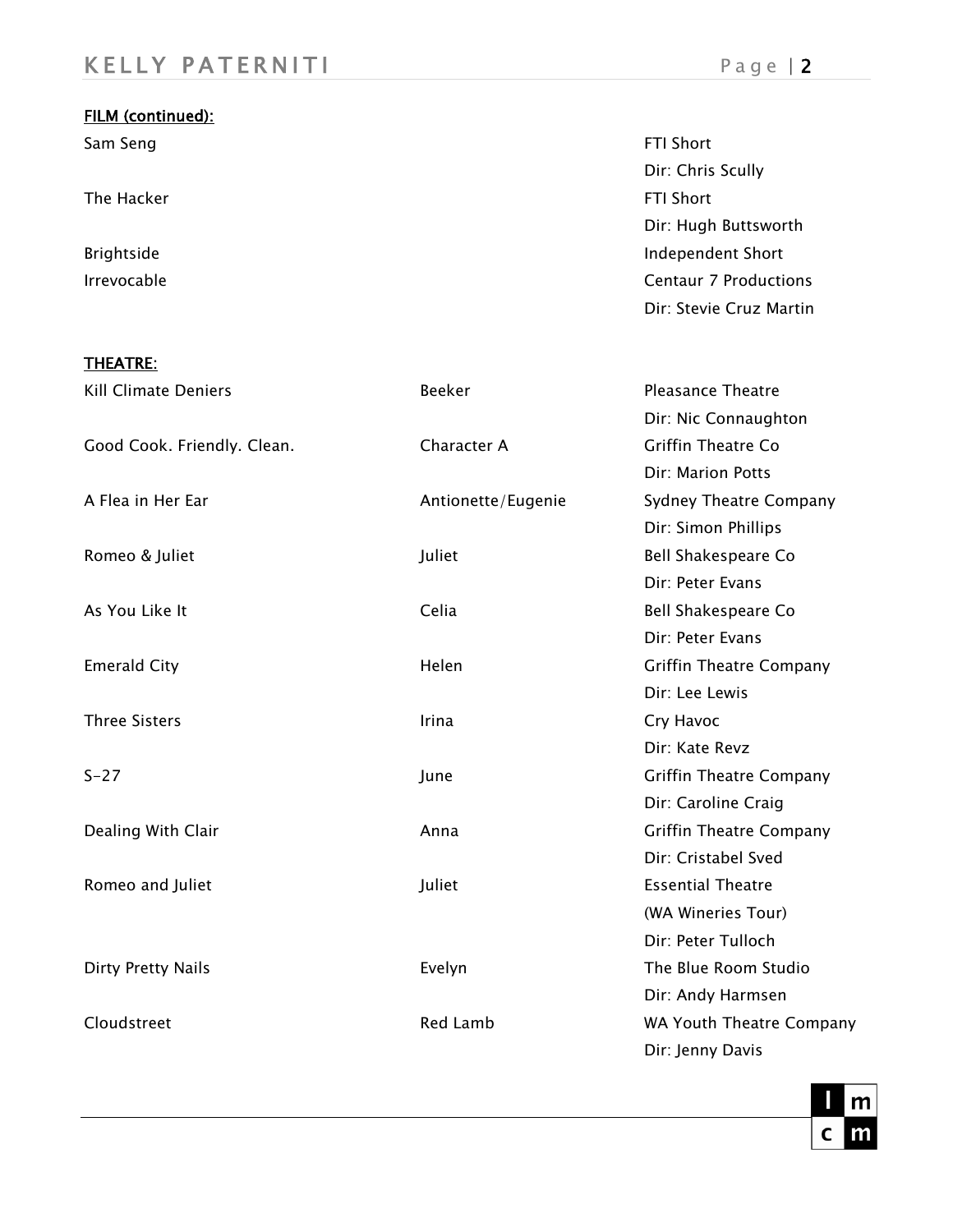**FILM (continued):**

| | | |
|---|---|---|
| Sam Seng | | FTI Short<br>Dir: Chris Scully |
| The Hacker | | FTI Short<br>Dir: Hugh Buttsworth |
| Brightside | | Independent Short |
| Irrevocable | | Centaur 7 Productions<br>Dir: Stevie Cruz Martin |

**THEATRE:**

| | | |
|---|---|---|
| Kill Climate Deniers | Beeker | Pleasance Theatre<br>Dir: Nic Connaughton |
| Good Cook. Friendly. Clean. | Character A | Griffin Theatre Co<br>Dir: Marion Potts |
| A Flea in Her Ear | Antionette/Eugenie | Sydney Theatre Company<br>Dir: Simon Phillips |
| Romeo & Juliet | Juliet | Bell Shakespeare Co<br>Dir: Peter Evans |
| As You Like It | Celia | Bell Shakespeare Co<br>Dir: Peter Evans |
| Emerald City | Helen | Griffin Theatre Company<br>Dir: Lee Lewis |
| Three Sisters | Irina | Cry Havoc<br>Dir: Kate Revz |
| S-27 | June | Griffin Theatre Company<br>Dir: Caroline Craig |
| Dealing With Clair | Anna | Griffin Theatre Company<br>Dir: Cristabel Sved |
| Romeo and Juliet | Juliet | Essential Theatre<br>(WA Wineries Tour)<br>Dir: Peter Tulloch |
| Dirty Pretty Nails | Evelyn | The Blue Room Studio<br>Dir: Andy Harmsen |
| Cloudstreet | Red Lamb | WA Youth Theatre Company<br>Dir: Jenny Davis |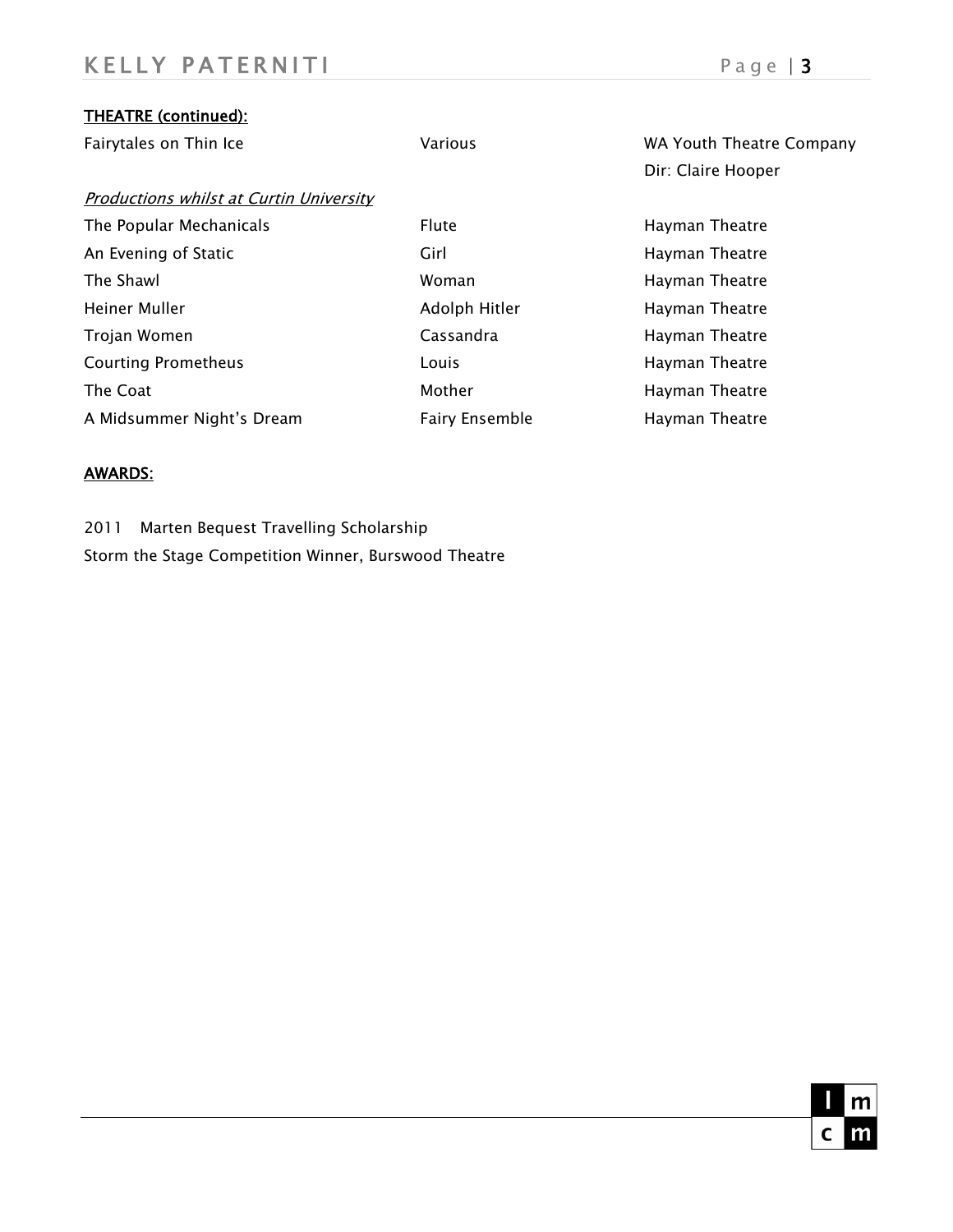**THEATRE (continued):**

| | | |
|---|---|---|
| Fairytales on Thin Ice | Various | WA Youth Theatre Company<br>Dir: Claire Hooper |
| *Productions whilst at Curtin University* | | |
| The Popular Mechanicals | Flute | Hayman Theatre |
| An Evening of Static | Girl | Hayman Theatre |
| The Shawl | Woman | Hayman Theatre |
| Heiner Muller | Adolph Hitler | Hayman Theatre |
| Trojan Women | Cassandra | Hayman Theatre |
| Courting Prometheus | Louis | Hayman Theatre |
| The Coat | Mother | Hayman Theatre |
| A Midsummer Night's Dream | Fairy Ensemble | Hayman Theatre |

**AWARDS:**

2011 Marten Bequest Travelling Scholarship

Storm the Stage Competition Winner, Burswood Theatre